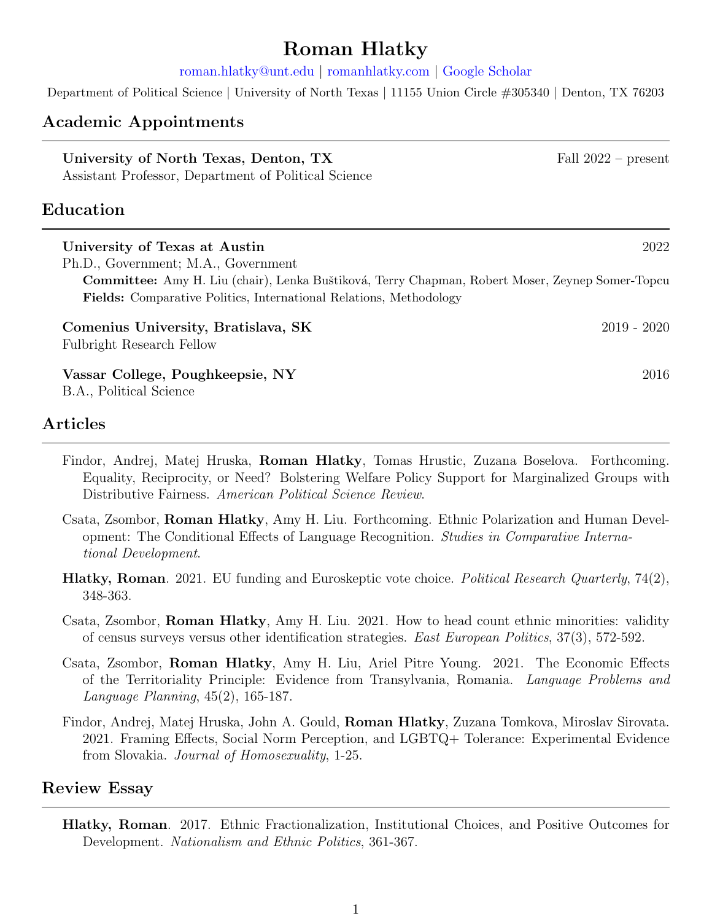# Roman Hlatky

roman.hlatky@unt.edu | romanhlatky.com | Google Scholar

Department of Political Science | University of North Texas | 11155 Union Circle #305340 | Denton, TX 76203

## Academic Appointments

**University of North Texas, Denton, TX** — Fall 2022 – present
Assistant Professor, Department of Political Science

## Education

**University of Texas at Austin** — 2022
Ph.D., Government; M.A., Government
**Committee:** Amy H. Liu (chair), Lenka Bušitková, Terry Chapman, Robert Moser, Zeynep Somer-Topcu
**Fields:** Comparative Politics, International Relations, Methodology

**Comenius University, Bratislava, SK** — 2019 - 2020
Fulbright Research Fellow

**Vassar College, Poughkeepsie, NY** — 2016
B.A., Political Science

## Articles

Findor, Andrej, Matej Hruska, **Roman Hlatky**, Tomas Hrustic, Zuzana Boselova. Forthcoming. Equality, Reciprocity, or Need? Bolstering Welfare Policy Support for Marginalized Groups with Distributive Fairness. *American Political Science Review*.

Csata, Zsombor, **Roman Hlatky**, Amy H. Liu. Forthcoming. Ethnic Polarization and Human Development: The Conditional Effects of Language Recognition. *Studies in Comparative International Development*.

**Hlatky, Roman**. 2021. EU funding and Euroskeptic vote choice. *Political Research Quarterly*, 74(2), 348-363.

Csata, Zsombor, **Roman Hlatky**, Amy H. Liu. 2021. How to head count ethnic minorities: validity of census surveys versus other identification strategies. *East European Politics*, 37(3), 572-592.

Csata, Zsombor, **Roman Hlatky**, Amy H. Liu, Ariel Pitre Young. 2021. The Economic Effects of the Territoriality Principle: Evidence from Transylvania, Romania. *Language Problems and Language Planning*, 45(2), 165-187.

Findor, Andrej, Matej Hruska, John A. Gould, **Roman Hlatky**, Zuzana Tomkova, Miroslav Sirovata. 2021. Framing Effects, Social Norm Perception, and LGBTQ+ Tolerance: Experimental Evidence from Slovakia. *Journal of Homosexuality*, 1-25.

## Review Essay

**Hlatky, Roman**. 2017. Ethnic Fractionalization, Institutional Choices, and Positive Outcomes for Development. *Nationalism and Ethnic Politics*, 361-367.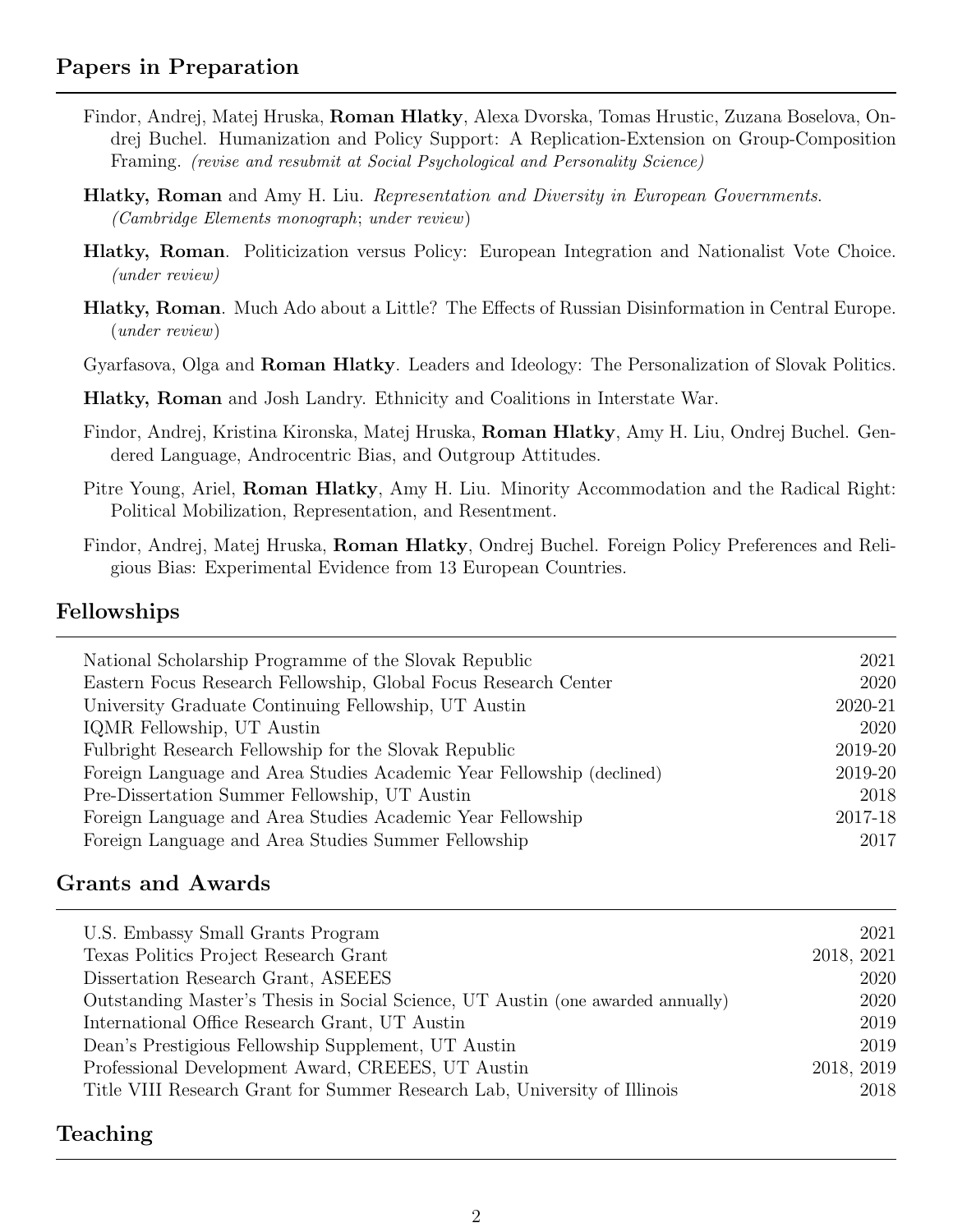## Papers in Preparation

Findor, Andrej, Matej Hruska, **Roman Hlatky**, Alexa Dvorska, Tomas Hrustic, Zuzana Boselova, Ondrej Buchel. Humanization and Policy Support: A Replication-Extension on Group-Composition Framing. *(revise and resubmit at Social Psychological and Personality Science)*

**Hlatky, Roman** and Amy H. Liu. *Representation and Diversity in European Governments*. *(Cambridge Elements monograph; under review)*

**Hlatky, Roman**. Politicization versus Policy: European Integration and Nationalist Vote Choice. *(under review)*

**Hlatky, Roman**. Much Ado about a Little? The Effects of Russian Disinformation in Central Europe. (*under review*)

Gyarfasova, Olga and **Roman Hlatky**. Leaders and Ideology: The Personalization of Slovak Politics.

**Hlatky, Roman** and Josh Landry. Ethnicity and Coalitions in Interstate War.

Findor, Andrej, Kristina Kironska, Matej Hruska, **Roman Hlatky**, Amy H. Liu, Ondrej Buchel. Gendered Language, Androcentric Bias, and Outgroup Attitudes.

Pitre Young, Ariel, **Roman Hlatky**, Amy H. Liu. Minority Accommodation and the Radical Right: Political Mobilization, Representation, and Resentment.

Findor, Andrej, Matej Hruska, **Roman Hlatky**, Ondrej Buchel. Foreign Policy Preferences and Religious Bias: Experimental Evidence from 13 European Countries.

## Fellowships

| | |
|---|---|
| National Scholarship Programme of the Slovak Republic | 2021 |
| Eastern Focus Research Fellowship, Global Focus Research Center | 2020 |
| University Graduate Continuing Fellowship, UT Austin | 2020-21 |
| IQMR Fellowship, UT Austin | 2020 |
| Fulbright Research Fellowship for the Slovak Republic | 2019-20 |
| Foreign Language and Area Studies Academic Year Fellowship (declined) | 2019-20 |
| Pre-Dissertation Summer Fellowship, UT Austin | 2018 |
| Foreign Language and Area Studies Academic Year Fellowship | 2017-18 |
| Foreign Language and Area Studies Summer Fellowship | 2017 |

## Grants and Awards

| | |
|---|---|
| U.S. Embassy Small Grants Program | 2021 |
| Texas Politics Project Research Grant | 2018, 2021 |
| Dissertation Research Grant, ASEEES | 2020 |
| Outstanding Master's Thesis in Social Science, UT Austin (one awarded annually) | 2020 |
| International Office Research Grant, UT Austin | 2019 |
| Dean's Prestigious Fellowship Supplement, UT Austin | 2019 |
| Professional Development Award, CREEES, UT Austin | 2018, 2019 |
| Title VIII Research Grant for Summer Research Lab, University of Illinois | 2018 |

## Teaching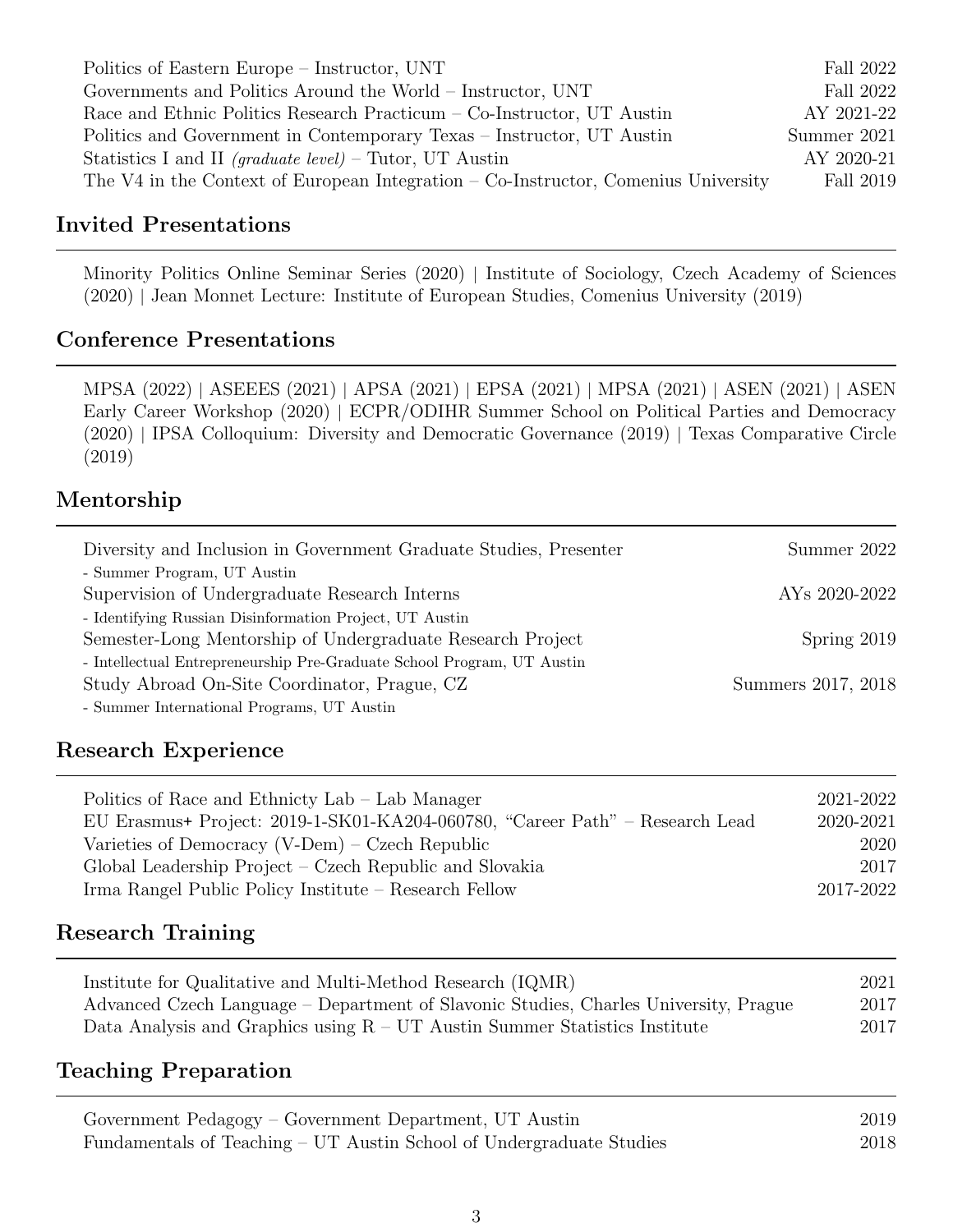Politics of Eastern Europe – Instructor, UNT — Fall 2022
Governments and Politics Around the World – Instructor, UNT — Fall 2022
Race and Ethnic Politics Research Practicum – Co-Instructor, UT Austin — AY 2021-22
Politics and Government in Contemporary Texas – Instructor, UT Austin — Summer 2021
Statistics I and II *(graduate level)* – Tutor, UT Austin — AY 2020-21
The V4 in the Context of European Integration – Co-Instructor, Comenius University — Fall 2019

## Invited Presentations

Minority Politics Online Seminar Series (2020) | Institute of Sociology, Czech Academy of Sciences (2020) | Jean Monnet Lecture: Institute of European Studies, Comenius University (2019)

## Conference Presentations

MPSA (2022) | ASEEES (2021) | APSA (2021) | EPSA (2021) | MPSA (2021) | ASEN (2021) | ASEN Early Career Workshop (2020) | ECPR/ODIHR Summer School on Political Parties and Democracy (2020) | IPSA Colloquium: Diversity and Democratic Governance (2019) | Texas Comparative Circle (2019)

## Mentorship

Diversity and Inclusion in Government Graduate Studies, Presenter — Summer 2022
- Summer Program, UT Austin

Supervision of Undergraduate Research Interns — AYs 2020-2022
- Identifying Russian Disinformation Project, UT Austin

Semester-Long Mentorship of Undergraduate Research Project — Spring 2019
- Intellectual Entrepreneurship Pre-Graduate School Program, UT Austin

Study Abroad On-Site Coordinator, Prague, CZ — Summers 2017, 2018
- Summer International Programs, UT Austin

## Research Experience

Politics of Race and Ethnicty Lab – Lab Manager — 2021-2022
EU Erasmus+ Project: 2019-1-SK01-KA204-060780, "Career Path" – Research Lead — 2020-2021
Varieties of Democracy (V-Dem) – Czech Republic — 2020
Global Leadership Project – Czech Republic and Slovakia — 2017
Irma Rangel Public Policy Institute – Research Fellow — 2017-2022

## Research Training

Institute for Qualitative and Multi-Method Research (IQMR) — 2021
Advanced Czech Language – Department of Slavonic Studies, Charles University, Prague — 2017
Data Analysis and Graphics using R – UT Austin Summer Statistics Institute — 2017

## Teaching Preparation

Government Pedagogy – Government Department, UT Austin — 2019
Fundamentals of Teaching – UT Austin School of Undergraduate Studies — 2018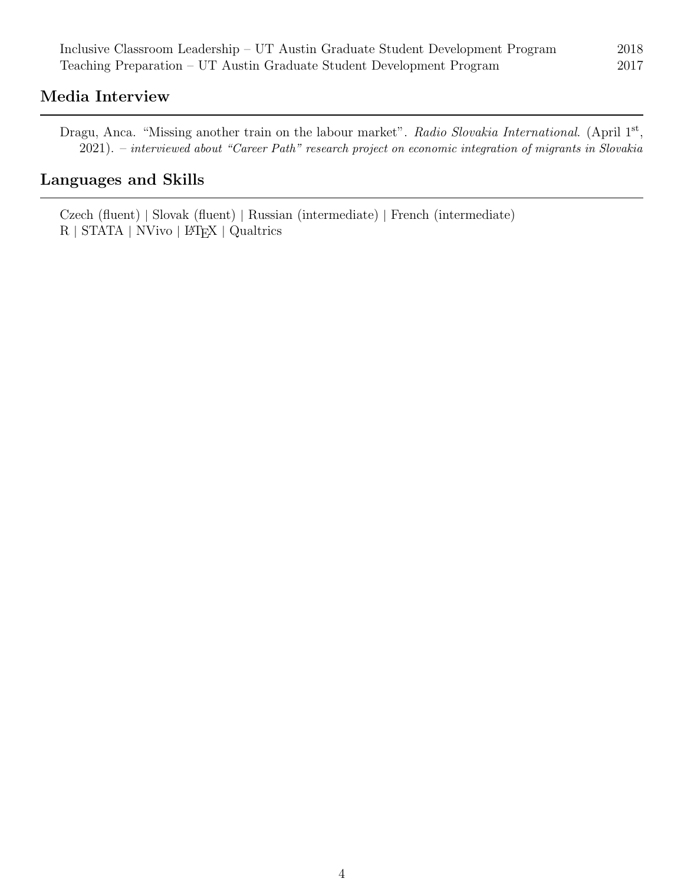Inclusive Classroom Leadership – UT Austin Graduate Student Development Program 2018

Teaching Preparation – UT Austin Graduate Student Development Program 2017

## Media Interview

Dragu, Anca. "Missing another train on the labour market". *Radio Slovakia International*. (April 1st, 2021). – *interviewed about "Career Path" research project on economic integration of migrants in Slovakia*

## Languages and Skills

Czech (fluent) | Slovak (fluent) | Russian (intermediate) | French (intermediate)

R | STATA | NVivo | LaTeX | Qualtrics